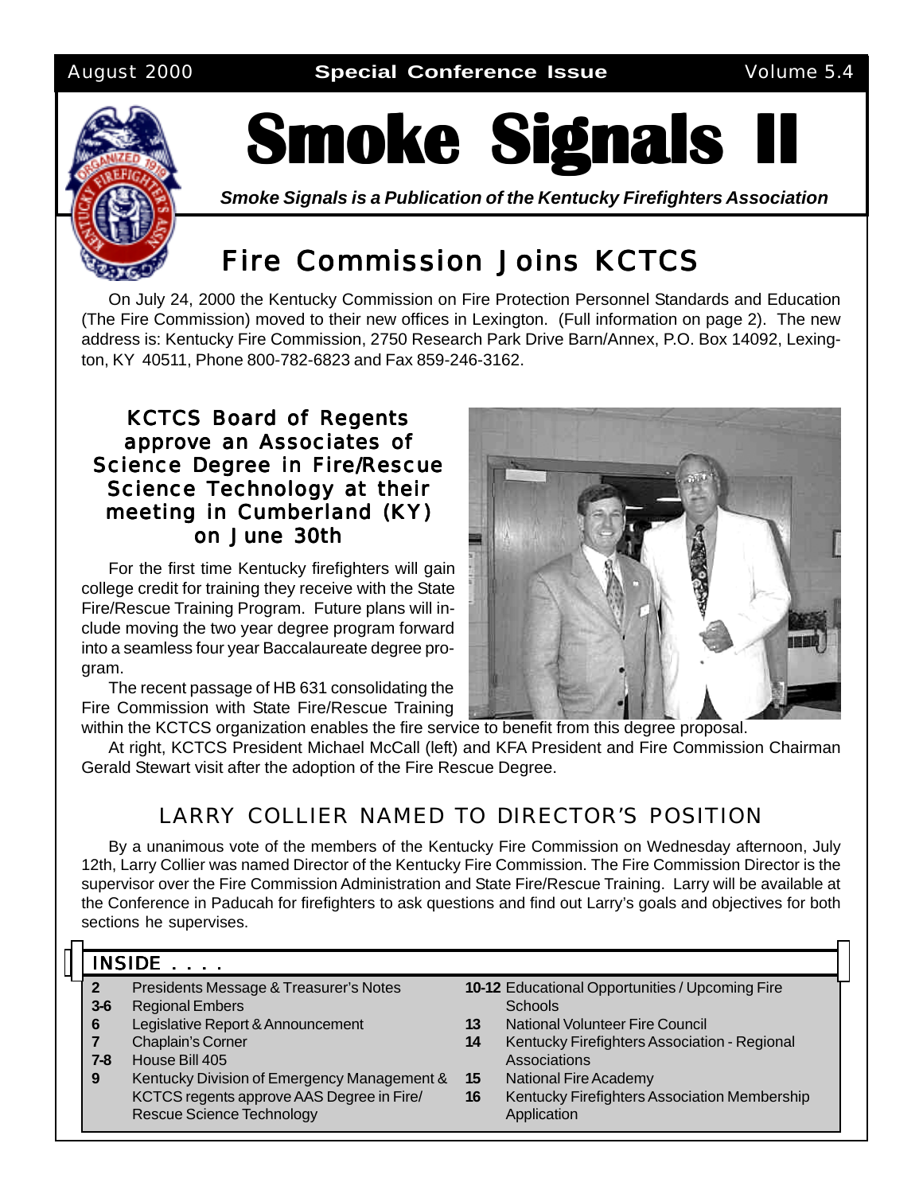August 2000 **Special Conference Issue** Volume 5.4

# Smoke Signals II

***Smoke Signals is a Publication of the Kentucky Firefighters Association***

## Fire Commission Joins KCTCS

On July 24, 2000 the Kentucky Commission on Fire Protection Personnel Standards and Education (The Fire Commission) moved to their new offices in Lexington. (Full information on page 2). The new address is: Kentucky Fire Commission, 2750 Research Park Drive Barn/Annex, P.O. Box 14092, Lexington, KY 40511, Phone 800-782-6823 and Fax 859-246-3162.

### KCTCS Board of Regents approve an Associates of Science Degree in Fire/Rescue Science Technology at their meeting in Cumberland (KY) on June 30th

For the first time Kentucky firefighters will gain college credit for training they receive with the State Fire/Rescue Training Program. Future plans will include moving the two year degree program forward into a seamless four year Baccalaureate degree program.

The recent passage of HB 631 consolidating the Fire Commission with State Fire/Rescue Training within the KCTCS organization enables the fire service to benefit from this degree proposal.

At right, KCTCS President Michael McCall (left) and KFA President and Fire Commission Chairman Gerald Stewart visit after the adoption of the Fire Rescue Degree.

## LARRY COLLIER NAMED TO DIRECTOR'S POSITION

By a unanimous vote of the members of the Kentucky Fire Commission on Wednesday afternoon, July 12th, Larry Collier was named Director of the Kentucky Fire Commission. The Fire Commission Director is the supervisor over the Fire Commission Administration and State Fire/Rescue Training. Larry will be available at the Conference in Paducah for firefighters to ask questions and find out Larry's goals and objectives for both sections he supervises.

### INSIDE . . . .

| Page | Contents |
|---|---|
| **2** | Presidents Message & Treasurer's Notes |
| **3-6** | Regional Embers |
| **6** | Legislative Report & Announcement |
| **7** | Chaplain's Corner |
| **7-8** | House Bill 405 |
| **9** | Kentucky Division of Emergency Management & KCTCS regents approve AAS Degree in Fire/Rescue Science Technology |
| **10-12** | Educational Opportunities / Upcoming Fire Schools |
| **13** | National Volunteer Fire Council |
| **14** | Kentucky Firefighters Association - Regional Associations |
| **15** | National Fire Academy |
| **16** | Kentucky Firefighters Association Membership Application |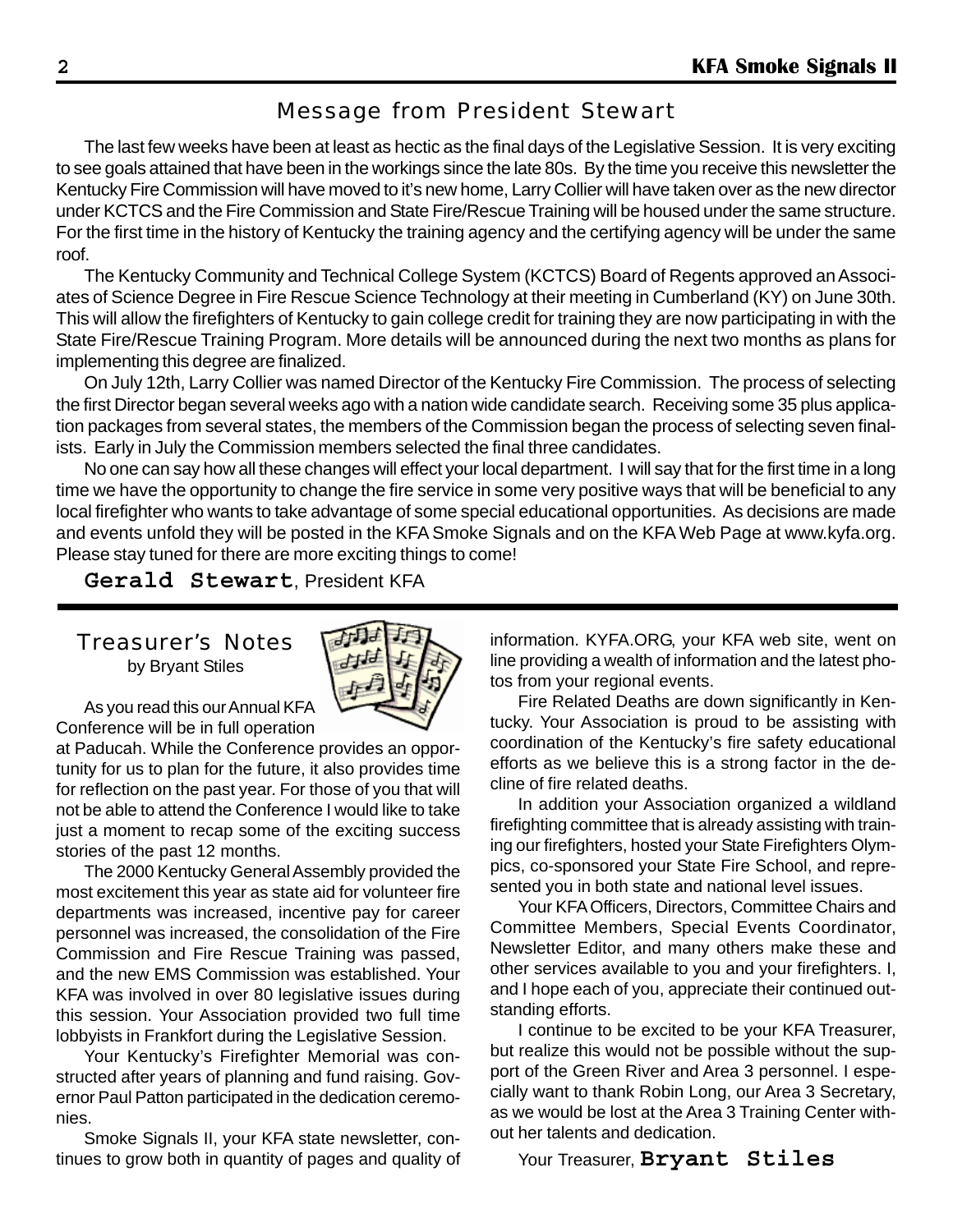## Message from President Stewart

The last few weeks have been at least as hectic as the final days of the Legislative Session. It is very exciting to see goals attained that have been in the workings since the late 80s. By the time you receive this newsletter the Kentucky Fire Commission will have moved to it's new home, Larry Collier will have taken over as the new director under KCTCS and the Fire Commission and State Fire/Rescue Training will be housed under the same structure. For the first time in the history of Kentucky the training agency and the certifying agency will be under the same roof.

The Kentucky Community and Technical College System (KCTCS) Board of Regents approved an Associates of Science Degree in Fire Rescue Science Technology at their meeting in Cumberland (KY) on June 30th. This will allow the firefighters of Kentucky to gain college credit for training they are now participating in with the State Fire/Rescue Training Program. More details will be announced during the next two months as plans for implementing this degree are finalized.

On July 12th, Larry Collier was named Director of the Kentucky Fire Commission. The process of selecting the first Director began several weeks ago with a nation wide candidate search. Receiving some 35 plus application packages from several states, the members of the Commission began the process of selecting seven finalists. Early in July the Commission members selected the final three candidates.

No one can say how all these changes will effect your local department. I will say that for the first time in a long time we have the opportunity to change the fire service in some very positive ways that will be beneficial to any local firefighter who wants to take advantage of some special educational opportunities. As decisions are made and events unfold they will be posted in the KFA Smoke Signals and on the KFA Web Page at www.kyfa.org. Please stay tuned for there are more exciting things to come!

**Gerald Stewart**, President KFA

## Treasurer's Notes

by Bryant Stiles

As you read this our Annual KFA Conference will be in full operation at Paducah. While the Conference provides an opportunity for us to plan for the future, it also provides time for reflection on the past year. For those of you that will not be able to attend the Conference I would like to take just a moment to recap some of the exciting success stories of the past 12 months.

The 2000 Kentucky General Assembly provided the most excitement this year as state aid for volunteer fire departments was increased, incentive pay for career personnel was increased, the consolidation of the Fire Commission and Fire Rescue Training was passed, and the new EMS Commission was established. Your KFA was involved in over 80 legislative issues during this session. Your Association provided two full time lobbyists in Frankfort during the Legislative Session.

Your Kentucky's Firefighter Memorial was constructed after years of planning and fund raising. Governor Paul Patton participated in the dedication ceremonies.

Smoke Signals II, your KFA state newsletter, continues to grow both in quantity of pages and quality of information. KYFA.ORG, your KFA web site, went on line providing a wealth of information and the latest photos from your regional events.

Fire Related Deaths are down significantly in Kentucky. Your Association is proud to be assisting with coordination of the Kentucky's fire safety educational efforts as we believe this is a strong factor in the decline of fire related deaths.

In addition your Association organized a wildland firefighting committee that is already assisting with training our firefighters, hosted your State Firefighters Olympics, co-sponsored your State Fire School, and represented you in both state and national level issues.

Your KFA Officers, Directors, Committee Chairs and Committee Members, Special Events Coordinator, Newsletter Editor, and many others make these and other services available to you and your firefighters. I, and I hope each of you, appreciate their continued outstanding efforts.

I continue to be excited to be your KFA Treasurer, but realize this would not be possible without the support of the Green River and Area 3 personnel. I especially want to thank Robin Long, our Area 3 Secretary, as we would be lost at the Area 3 Training Center without her talents and dedication.

Your Treasurer, **Bryant Stiles**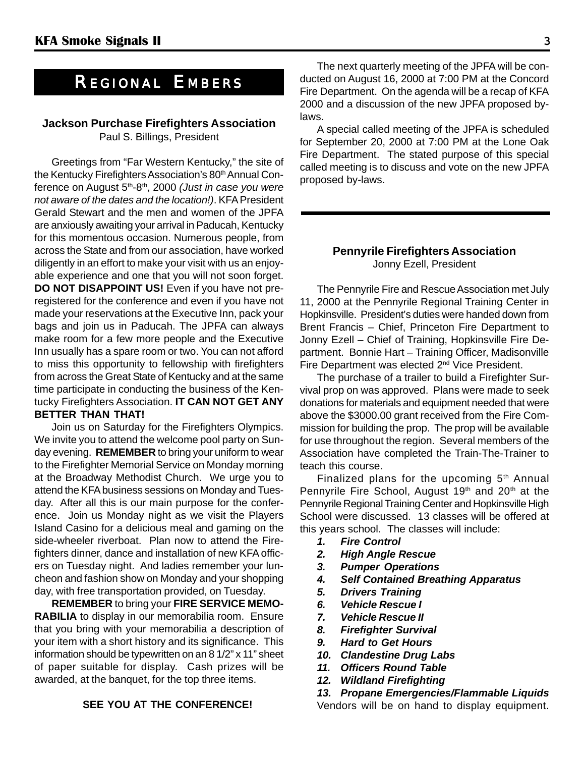# Regional Embers

## Jackson Purchase Firefighters Association

Paul S. Billings, President

Greetings from "Far Western Kentucky," the site of the Kentucky Firefighters Association's 80th Annual Conference on August 5th-8th, 2000 *(Just in case you were not aware of the dates and the location!)*. KFA President Gerald Stewart and the men and women of the JPFA are anxiously awaiting your arrival in Paducah, Kentucky for this momentous occasion. Numerous people, from across the State and from our association, have worked diligently in an effort to make your visit with us an enjoyable experience and one that you will not soon forget. **DO NOT DISAPPOINT US!** Even if you have not pre-registered for the conference and even if you have not made your reservations at the Executive Inn, pack your bags and join us in Paducah. The JPFA can always make room for a few more people and the Executive Inn usually has a spare room or two. You can not afford to miss this opportunity to fellowship with firefighters from across the Great State of Kentucky and at the same time participate in conducting the business of the Kentucky Firefighters Association. **IT CAN NOT GET ANY BETTER THAN THAT!**

Join us on Saturday for the Firefighters Olympics. We invite you to attend the welcome pool party on Sunday evening. **REMEMBER** to bring your uniform to wear to the Firefighter Memorial Service on Monday morning at the Broadway Methodist Church. We urge you to attend the KFA business sessions on Monday and Tuesday. After all this is our main purpose for the conference. Join us Monday night as we visit the Players Island Casino for a delicious meal and gaming on the side-wheeler riverboat. Plan now to attend the Firefighters dinner, dance and installation of new KFA officers on Tuesday night. And ladies remember your luncheon and fashion show on Monday and your shopping day, with free transportation provided, on Tuesday.

**REMEMBER** to bring your **FIRE SERVICE MEMORABILIA** to display in our memorabilia room. Ensure that you bring with your memorabilia a description of your item with a short history and its significance. This information should be typewritten on an 8 1/2" x 11" sheet of paper suitable for display. Cash prizes will be awarded, at the banquet, for the top three items.

**SEE YOU AT THE CONFERENCE!**

The next quarterly meeting of the JPFA will be conducted on August 16, 2000 at 7:00 PM at the Concord Fire Department. On the agenda will be a recap of KFA 2000 and a discussion of the new JPFA proposed by-laws.

A special called meeting of the JPFA is scheduled for September 20, 2000 at 7:00 PM at the Lone Oak Fire Department. The stated purpose of this special called meeting is to discuss and vote on the new JPFA proposed by-laws.

---

## Pennyrile Firefighters Association

Jonny Ezell, President

The Pennyrile Fire and Rescue Association met July 11, 2000 at the Pennyrile Regional Training Center in Hopkinsville. President's duties were handed down from Brent Francis – Chief, Princeton Fire Department to Jonny Ezell – Chief of Training, Hopkinsville Fire Department. Bonnie Hart – Training Officer, Madisonville Fire Department was elected 2nd Vice President.

The purchase of a trailer to build a Firefighter Survival prop on was approved. Plans were made to seek donations for materials and equipment needed that were above the $3000.00 grant received from the Fire Commission for building the prop. The prop will be available for use throughout the region. Several members of the Association have completed the Train-The-Trainer to teach this course.

Finalized plans for the upcoming 5th Annual Pennyrile Fire School, August 19th and 20th at the Pennyrile Regional Training Center and Hopkinsville High School were discussed. 13 classes will be offered at this years school. The classes will include:

1. ***Fire Control***
2. ***High Angle Rescue***
3. ***Pumper Operations***
4. ***Self Contained Breathing Apparatus***
5. ***Drivers Training***
6. ***Vehicle Rescue I***
7. ***Vehicle Rescue II***
8. ***Firefighter Survival***
9. ***Hard to Get Hours***
10. ***Clandestine Drug Labs***
11. ***Officers Round Table***
12. ***Wildland Firefighting***
13. ***Propane Emergencies/Flammable Liquids***

Vendors will be on hand to display equipment.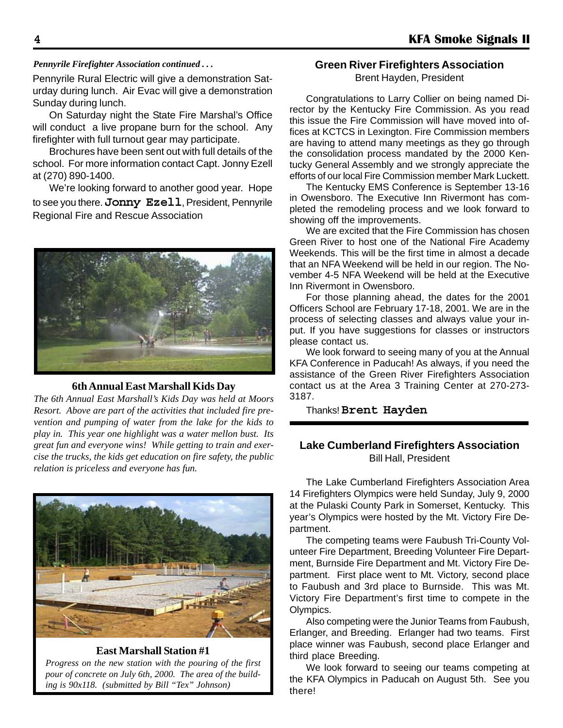*Pennyrile Firefighter Association continued . . .*

Pennyrile Rural Electric will give a demonstration Saturday during lunch. Air Evac will give a demonstration Sunday during lunch.

On Saturday night the State Fire Marshal's Office will conduct a live propane burn for the school. Any firefighter with full turnout gear may participate.

Brochures have been sent out with full details of the school. For more information contact Capt. Jonny Ezell at (270) 890-1400.

We're looking forward to another good year. Hope to see you there. **Jonny Ezell**, President, Pennyrile Regional Fire and Rescue Association

**6th Annual East Marshall Kids Day**

*The 6th Annual East Marshall's Kids Day was held at Moors Resort. Above are part of the activities that included fire prevention and pumping of water from the lake for the kids to play in. This year one highlight was a water mellon bust. Its great fun and everyone wins! While getting to train and exercise the trucks, the kids get education on fire safety, the public relation is priceless and everyone has fun.*

**East Marshall Station #1**

*Progress on the new station with the pouring of the first pour of concrete on July 6th, 2000. The area of the building is 90x118. (submitted by Bill "Tex" Johnson)*

## Green River Firefighters Association

Brent Hayden, President

Congratulations to Larry Collier on being named Director by the Kentucky Fire Commission. As you read this issue the Fire Commission will have moved into offices at KCTCS in Lexington. Fire Commission members are having to attend many meetings as they go through the consolidation process mandated by the 2000 Kentucky General Assembly and we strongly appreciate the efforts of our local Fire Commission member Mark Luckett.

The Kentucky EMS Conference is September 13-16 in Owensboro. The Executive Inn Rivermont has completed the remodeling process and we look forward to showing off the improvements.

We are excited that the Fire Commission has chosen Green River to host one of the National Fire Academy Weekends. This will be the first time in almost a decade that an NFA Weekend will be held in our region. The November 4-5 NFA Weekend will be held at the Executive Inn Rivermont in Owensboro.

For those planning ahead, the dates for the 2001 Officers School are February 17-18, 2001. We are in the process of selecting classes and always value your input. If you have suggestions for classes or instructors please contact us.

We look forward to seeing many of you at the Annual KFA Conference in Paducah! As always, if you need the assistance of the Green River Firefighters Association contact us at the Area 3 Training Center at 270-273-3187.

Thanks! **Brent Hayden**

## Lake Cumberland Firefighters Association

Bill Hall, President

The Lake Cumberland Firefighters Association Area 14 Firefighters Olympics were held Sunday, July 9, 2000 at the Pulaski County Park in Somerset, Kentucky. This year's Olympics were hosted by the Mt. Victory Fire Department.

The competing teams were Faubush Tri-County Volunteer Fire Department, Breeding Volunteer Fire Department, Burnside Fire Department and Mt. Victory Fire Department. First place went to Mt. Victory, second place to Faubush and 3rd place to Burnside. This was Mt. Victory Fire Department's first time to compete in the Olympics.

Also competing were the Junior Teams from Faubush, Erlanger, and Breeding. Erlanger had two teams. First place winner was Faubush, second place Erlanger and third place Breeding.

We look forward to seeing our teams competing at the KFA Olympics in Paducah on August 5th. See you there!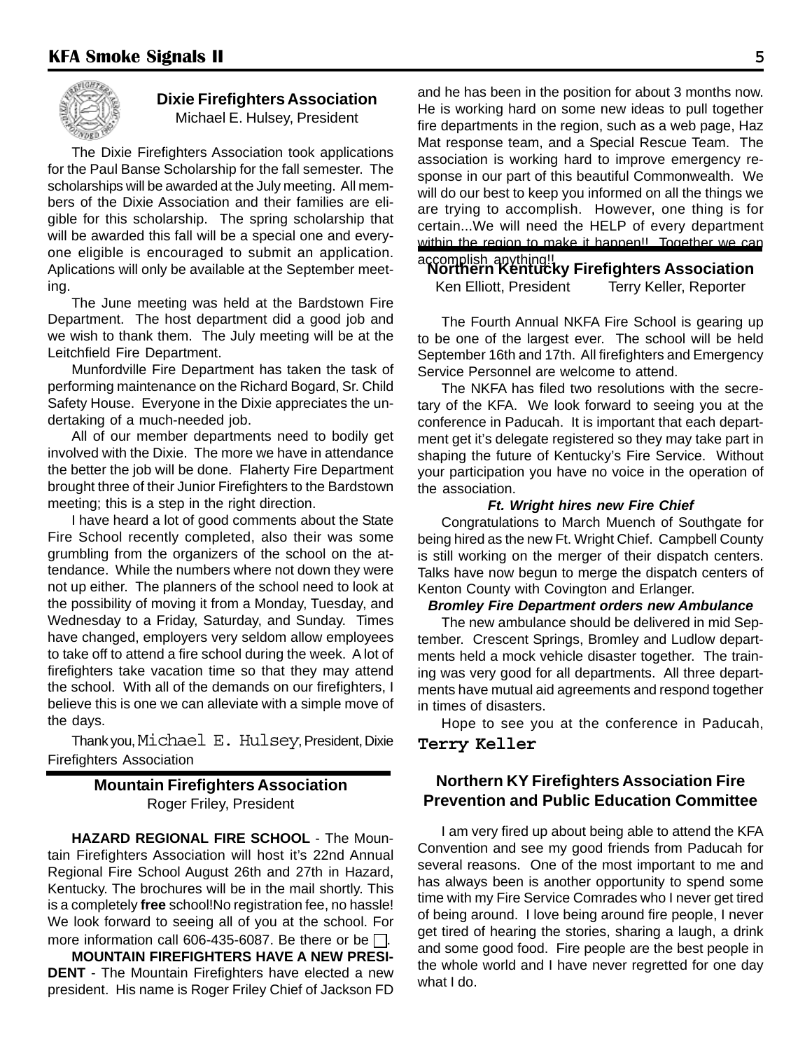## Dixie Firefighters Association

Michael E. Hulsey, President

The Dixie Firefighters Association took applications for the Paul Banse Scholarship for the fall semester. The scholarships will be awarded at the July meeting. All members of the Dixie Association and their families are eligible for this scholarship. The spring scholarship that will be awarded this fall will be a special one and everyone eligible is encouraged to submit an application. Aplications will only be available at the September meeting.

The June meeting was held at the Bardstown Fire Department. The host department did a good job and we wish to thank them. The July meeting will be at the Leitchfield Fire Department.

Munfordville Fire Department has taken the task of performing maintenance on the Richard Bogard, Sr. Child Safety House. Everyone in the Dixie appreciates the undertaking of a much-needed job.

All of our member departments need to bodily get involved with the Dixie. The more we have in attendance the better the job will be done. Flaherty Fire Department brought three of their Junior Firefighters to the Bardstown meeting; this is a step in the right direction.

I have heard a lot of good comments about the State Fire School recently completed, also their was some grumbling from the organizers of the school on the attendance. While the numbers where not down they were not up either. The planners of the school need to look at the possibility of moving it from a Monday, Tuesday, and Wednesday to a Friday, Saturday, and Sunday. Times have changed, employers very seldom allow employees to take off to attend a fire school during the week. A lot of firefighters take vacation time so that they may attend the school. With all of the demands on our firefighters, I believe this is one we can alleviate with a simple move of the days.

Thank you, Michael E. Hulsey, President, Dixie Firefighters Association

## Mountain Firefighters Association

Roger Friley, President

**HAZARD REGIONAL FIRE SCHOOL** - The Mountain Firefighters Association will host it's 22nd Annual Regional Fire School August 26th and 27th in Hazard, Kentucky. The brochures will be in the mail shortly. This is a completely **free** school!No registration fee, no hassle! We look forward to seeing all of you at the school. For more information call 606-435-6087. Be there or be □.

**MOUNTAIN FIREFIGHTERS HAVE A NEW PRESIDENT** - The Mountain Firefighters have elected a new president. His name is Roger Friley Chief of Jackson FD and he has been in the position for about 3 months now. He is working hard on some new ideas to pull together fire departments in the region, such as a web page, Haz Mat response team, and a Special Rescue Team. The association is working hard to improve emergency response in our part of this beautiful Commonwealth. We will do our best to keep you informed on all the things we are trying to accomplish. However, one thing is for certain...We will need the HELP of every department within the region to make it happen!! Together we can accomplish anything!!

## Northern Kentucky Firefighters Association

Ken Elliott, President        Terry Keller, Reporter

The Fourth Annual NKFA Fire School is gearing up to be one of the largest ever. The school will be held September 16th and 17th. All firefighters and Emergency Service Personnel are welcome to attend.

The NKFA has filed two resolutions with the secretary of the KFA. We look forward to seeing you at the conference in Paducah. It is important that each department get it's delegate registered so they may take part in shaping the future of Kentucky's Fire Service. Without your participation you have no voice in the operation of the association.

***Ft. Wright hires new Fire Chief***

Congratulations to March Muench of Southgate for being hired as the new Ft. Wright Chief. Campbell County is still working on the merger of their dispatch centers. Talks have now begun to merge the dispatch centers of Kenton County with Covington and Erlanger.

***Bromley Fire Department orders new Ambulance***

The new ambulance should be delivered in mid September. Crescent Springs, Bromley and Ludlow departments held a mock vehicle disaster together. The training was very good for all departments. All three departments have mutual aid agreements and respond together in times of disasters.

Hope to see you at the conference in Paducah,

**Terry Keller**

## Northern KY Firefighters Association Fire Prevention and Public Education Committee

I am very fired up about being able to attend the KFA Convention and see my good friends from Paducah for several reasons. One of the most important to me and has always been is another opportunity to spend some time with my Fire Service Comrades who I never get tired of being around. I love being around fire people, I never get tired of hearing the stories, sharing a laugh, a drink and some good food. Fire people are the best people in the whole world and I have never regretted for one day what I do.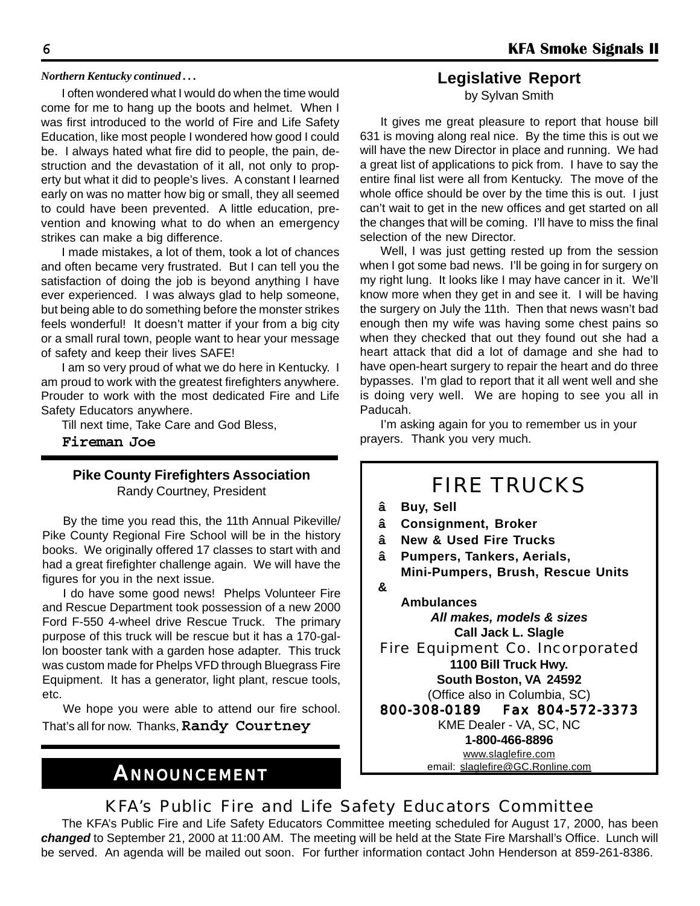*Northern Kentucky continued . . .*

I often wondered what I would do when the time would come for me to hang up the boots and helmet. When I was first introduced to the world of Fire and Life Safety Education, like most people I wondered how good I could be. I always hated what fire did to people, the pain, destruction and the devastation of it all, not only to property but what it did to people's lives. A constant I learned early on was no matter how big or small, they all seemed to could have been prevented. A little education, prevention and knowing what to do when an emergency strikes can make a big difference.

I made mistakes, a lot of them, took a lot of chances and often became very frustrated. But I can tell you the satisfaction of doing the job is beyond anything I have ever experienced. I was always glad to help someone, but being able to do something before the monster strikes feels wonderful! It doesn't matter if your from a big city or a small rural town, people want to hear your message of safety and keep their lives SAFE!

I am so very proud of what we do here in Kentucky. I am proud to work with the greatest firefighters anywhere. Prouder to work with the most dedicated Fire and Life Safety Educators anywhere.

Till next time, Take Care and God Bless,

**Fireman Joe**

## Pike County Firefighters Association

Randy Courtney, President

By the time you read this, the 11th Annual Pikeville/ Pike County Regional Fire School will be in the history books. We originally offered 17 classes to start with and had a great firefighter challenge again. We will have the figures for you in the next issue.

I do have some good news! Phelps Volunteer Fire and Rescue Department took possession of a new 2000 Ford F-550 4-wheel drive Rescue Truck. The primary purpose of this truck will be rescue but it has a 170-gallon booster tank with a garden hose adapter. This truck was custom made for Phelps VFD through Bluegrass Fire Equipment. It has a generator, light plant, rescue tools, etc.

We hope you were able to attend our fire school. That's all for now. Thanks, **Randy Courtney**

## Legislative Report

by Sylvan Smith

It gives me great pleasure to report that house bill 631 is moving along real nice. By the time this is out we will have the new Director in place and running. We had a great list of applications to pick from. I have to say the entire final list were all from Kentucky. The move of the whole office should be over by the time this is out. I just can't wait to get in the new offices and get started on all the changes that will be coming. I'll have to miss the final selection of the new Director.

Well, I was just getting rested up from the session when I got some bad news. I'll be going in for surgery on my right lung. It looks like I may have cancer in it. We'll know more when they get in and see it. I will be having the surgery on July the 11th. Then that news wasn't bad enough then my wife was having some chest pains so when they checked that out they found out she had a heart attack that did a lot of damage and she had to have open-heart surgery to repair the heart and do three bypasses. I'm glad to report that it all went well and she is doing very well. We are hoping to see you all in Paducah.

I'm asking again for you to remember us in your prayers. Thank you very much.

## FIRE TRUCKS

- **Buy, Sell**
- **Consignment, Broker**
- **New & Used Fire Trucks**
- **Pumpers, Tankers, Aerials, Mini-Pumpers, Brush, Rescue Units & Ambulances**

***All makes, models & sizes***

**Call Jack L. Slagle**

Fire Equipment Co. Incorporated

**1100 Bill Truck Hwy.**

**South Boston, VA 24592**

(Office also in Columbia, SC)

**800-308-0189 Fax 804-572-3373**

KME Dealer - VA, SC, NC

**1-800-466-8896**

www.slaglefire.com

email: slaglefire@GC.Ronline.com

## ANNOUNCEMENT

### KFA's Public Fire and Life Safety Educators Committee

The KFA's Public Fire and Life Safety Educators Committee meeting scheduled for August 17, 2000, has been ***changed*** to September 21, 2000 at 11:00 AM. The meeting will be held at the State Fire Marshall's Office. Lunch will be served. An agenda will be mailed out soon. For further information contact John Henderson at 859-261-8386.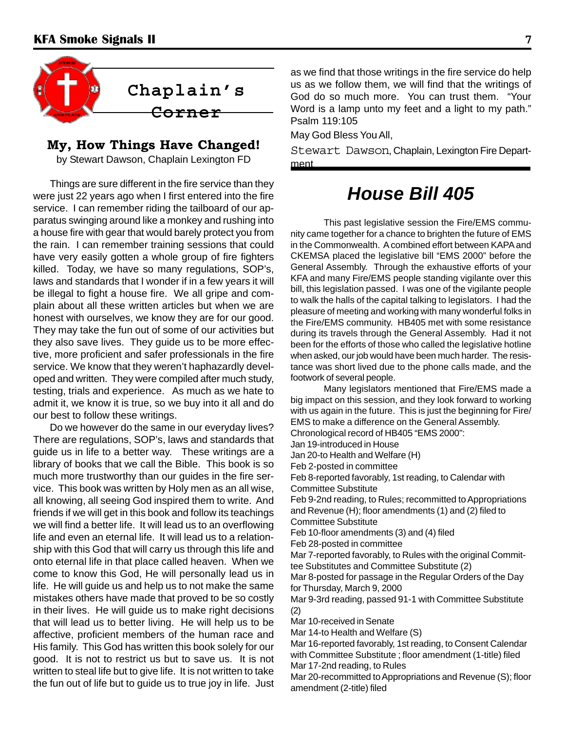## Chaplain's Corner

### My, How Things Have Changed!

by Stewart Dawson, Chaplain Lexington FD

Things are sure different in the fire service than they were just 22 years ago when I first entered into the fire service. I can remember riding the tailboard of our apparatus swinging around like a monkey and rushing into a house fire with gear that would barely protect you from the rain. I can remember training sessions that could have very easily gotten a whole group of fire fighters killed. Today, we have so many regulations, SOP's, laws and standards that I wonder if in a few years it will be illegal to fight a house fire. We all gripe and complain about all these written articles but when we are honest with ourselves, we know they are for our good. They may take the fun out of some of our activities but they also save lives. They guide us to be more effective, more proficient and safer professionals in the fire service. We know that they weren't haphazardly developed and written. They were compiled after much study, testing, trials and experience. As much as we hate to admit it, we know it is true, so we buy into it all and do our best to follow these writings.

Do we however do the same in our everyday lives? There are regulations, SOP's, laws and standards that guide us in life to a better way. These writings are a library of books that we call the Bible. This book is so much more trustworthy than our guides in the fire service. This book was written by Holy men as an all wise, all knowing, all seeing God inspired them to write. And friends if we will get in this book and follow its teachings we will find a better life. It will lead us to an overflowing life and even an eternal life. It will lead us to a relationship with this God that will carry us through this life and onto eternal life in that place called heaven. When we come to know this God, He will personally lead us in life. He will guide us and help us to not make the same mistakes others have made that proved to be so costly in their lives. He will guide us to make right decisions that will lead us to better living. He will help us to be affective, proficient members of the human race and His family. This God has written this book solely for our good. It is not to restrict us but to save us. It is not written to steal life but to give life. It is not written to take the fun out of life but to guide us to true joy in life. Just as we find that those writings in the fire service do help us as we follow them, we will find that the writings of God do so much more. You can trust them. "Your Word is a lamp unto my feet and a light to my path." Psalm 119:105

May God Bless You All,

Stewart Dawson, Chaplain, Lexington Fire Department

# *House Bill 405*

This past legislative session the Fire/EMS community came together for a chance to brighten the future of EMS in the Commonwealth. A combined effort between KAPA and CKEMSA placed the legislative bill "EMS 2000" before the General Assembly. Through the exhaustive efforts of your KFA and many Fire/EMS people standing vigilante over this bill, this legislation passed. I was one of the vigilante people to walk the halls of the capital talking to legislators. I had the pleasure of meeting and working with many wonderful folks in the Fire/EMS community. HB405 met with some resistance during its travels through the General Assembly. Had it not been for the efforts of those who called the legislative hotline when asked, our job would have been much harder. The resistance was short lived due to the phone calls made, and the footwork of several people.

Many legislators mentioned that Fire/EMS made a big impact on this session, and they look forward to working with us again in the future. This is just the beginning for Fire/EMS to make a difference on the General Assembly.

Chronological record of HB405 "EMS 2000":

Jan 19-introduced in House

Jan 20-to Health and Welfare (H)

Feb 2-posted in committee

Feb 8-reported favorably, 1st reading, to Calendar with Committee Substitute

Feb 9-2nd reading, to Rules; recommitted to Appropriations and Revenue (H); floor amendments (1) and (2) filed to Committee Substitute

Feb 10-floor amendments (3) and (4) filed

Feb 28-posted in committee

Mar 7-reported favorably, to Rules with the original Committee Substitutes and Committee Substitute (2)

Mar 8-posted for passage in the Regular Orders of the Day for Thursday, March 9, 2000

Mar 9-3rd reading, passed 91-1 with Committee Substitute (2)

Mar 10-received in Senate

Mar 14-to Health and Welfare (S)

Mar 16-reported favorably, 1st reading, to Consent Calendar with Committee Substitute ; floor amendment (1-title) filed

Mar 17-2nd reading, to Rules

Mar 20-recommitted to Appropriations and Revenue (S); floor amendment (2-title) filed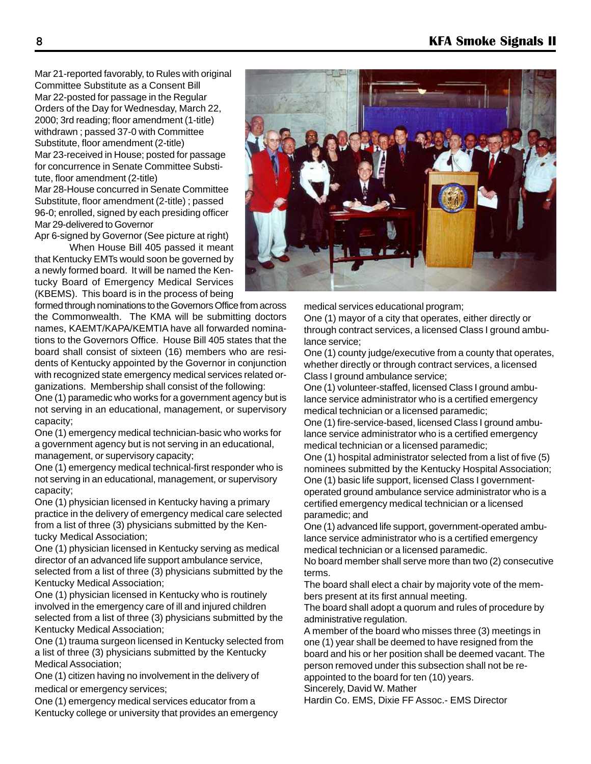Mar 21-reported favorably, to Rules with original Committee Substitute as a Consent Bill
Mar 22-posted for passage in the Regular Orders of the Day for Wednesday, March 22, 2000; 3rd reading; floor amendment (1-title) withdrawn ; passed 37-0 with Committee Substitute, floor amendment (2-title)
Mar 23-received in House; posted for passage for concurrence in Senate Committee Substitute, floor amendment (2-title)
Mar 28-House concurred in Senate Committee Substitute, floor amendment (2-title) ; passed 96-0; enrolled, signed by each presiding officer
Mar 29-delivered to Governor
Apr 6-signed by Governor (See picture at right)

When House Bill 405 passed it meant that Kentucky EMTs would soon be governed by a newly formed board. It will be named the Kentucky Board of Emergency Medical Services (KBEMS). This board is in the process of being formed through nominations to the Governors Office from across the Commonwealth. The KMA will be submitting doctors names, KAEMT/KAPA/KEMTIA have all forwarded nominations to the Governors Office. House Bill 405 states that the board shall consist of sixteen (16) members who are residents of Kentucky appointed by the Governor in conjunction with recognized state emergency medical services related organizations. Membership shall consist of the following:

One (1) paramedic who works for a government agency but is not serving in an educational, management, or supervisory capacity;

One (1) emergency medical technician-basic who works for a government agency but is not serving in an educational, management, or supervisory capacity;

One (1) emergency medical technical-first responder who is not serving in an educational, management, or supervisory capacity;

One (1) physician licensed in Kentucky having a primary practice in the delivery of emergency medical care selected from a list of three (3) physicians submitted by the Kentucky Medical Association;

One (1) physician licensed in Kentucky serving as medical director of an advanced life support ambulance service, selected from a list of three (3) physicians submitted by the Kentucky Medical Association;

One (1) physician licensed in Kentucky who is routinely involved in the emergency care of ill and injured children selected from a list of three (3) physicians submitted by the Kentucky Medical Association;

One (1) trauma surgeon licensed in Kentucky selected from a list of three (3) physicians submitted by the Kentucky Medical Association;

One (1) citizen having no involvement in the delivery of medical or emergency services;

One (1) emergency medical services educator from a Kentucky college or university that provides an emergency medical services educational program;

One (1) mayor of a city that operates, either directly or through contract services, a licensed Class I ground ambulance service;

One (1) county judge/executive from a county that operates, whether directly or through contract services, a licensed Class I ground ambulance service;

One (1) volunteer-staffed, licensed Class I ground ambulance service administrator who is a certified emergency medical technician or a licensed paramedic;

One (1) fire-service-based, licensed Class I ground ambulance service administrator who is a certified emergency medical technician or a licensed paramedic;

One (1) hospital administrator selected from a list of five (5) nominees submitted by the Kentucky Hospital Association;

One (1) basic life support, licensed Class I government-operated ground ambulance service administrator who is a certified emergency medical technician or a licensed paramedic; and

One (1) advanced life support, government-operated ambulance service administrator who is a certified emergency medical technician or a licensed paramedic.

No board member shall serve more than two (2) consecutive terms.

The board shall elect a chair by majority vote of the members present at its first annual meeting.

The board shall adopt a quorum and rules of procedure by administrative regulation.

A member of the board who misses three (3) meetings in one (1) year shall be deemed to have resigned from the board and his or her position shall be deemed vacant. The person removed under this subsection shall not be reappointed to the board for ten (10) years.

Sincerely, David W. Mather
Hardin Co. EMS, Dixie FF Assoc.- EMS Director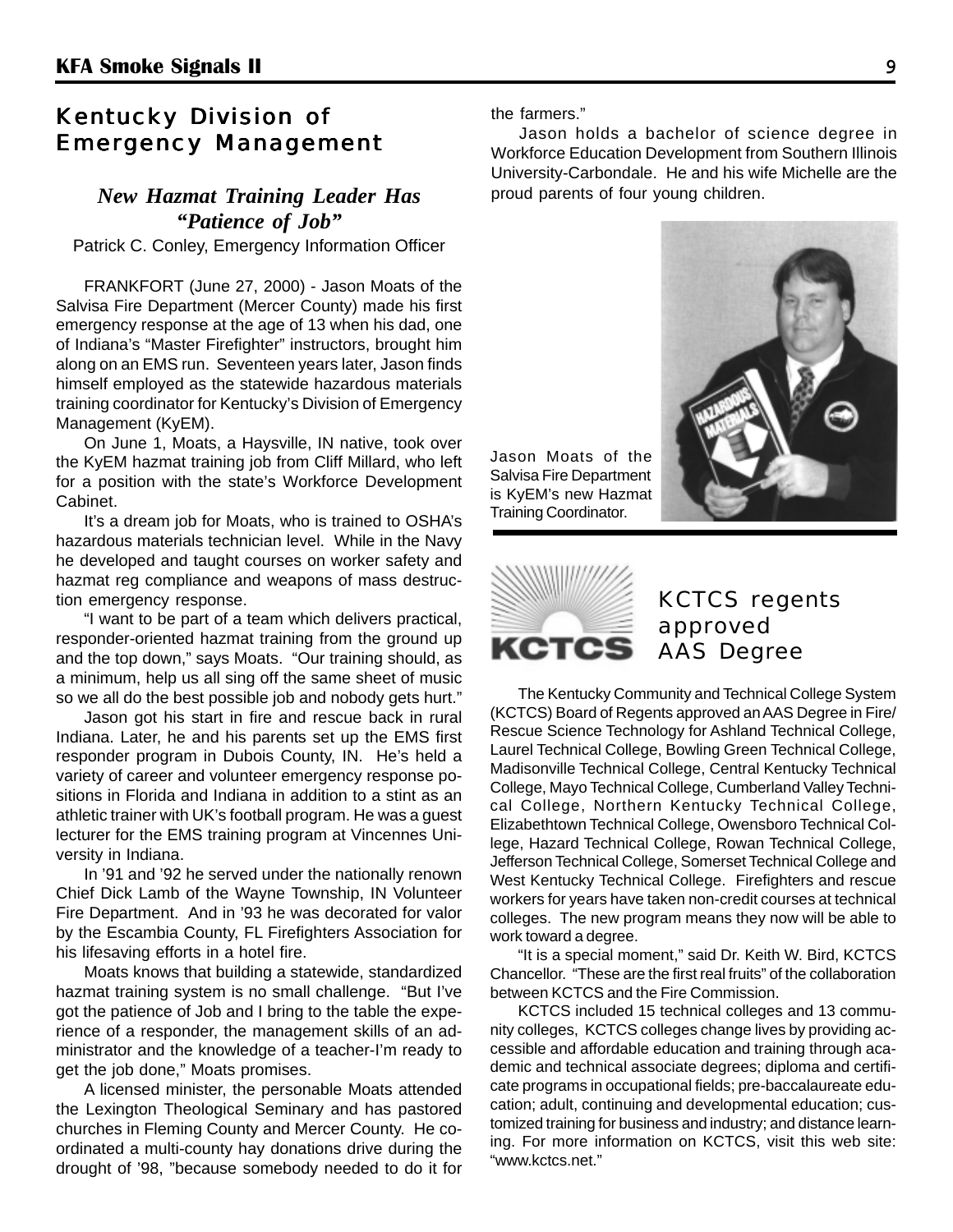## Kentucky Division of Emergency Management

### *New Hazmat Training Leader Has "Patience of Job"*

Patrick C. Conley, Emergency Information Officer

FRANKFORT (June 27, 2000) - Jason Moats of the Salvisa Fire Department (Mercer County) made his first emergency response at the age of 13 when his dad, one of Indiana's "Master Firefighter" instructors, brought him along on an EMS run. Seventeen years later, Jason finds himself employed as the statewide hazardous materials training coordinator for Kentucky's Division of Emergency Management (KyEM).

On June 1, Moats, a Haysville, IN native, took over the KyEM hazmat training job from Cliff Millard, who left for a position with the state's Workforce Development Cabinet.

It's a dream job for Moats, who is trained to OSHA's hazardous materials technician level. While in the Navy he developed and taught courses on worker safety and hazmat reg compliance and weapons of mass destruction emergency response.

"I want to be part of a team which delivers practical, responder-oriented hazmat training from the ground up and the top down," says Moats. "Our training should, as a minimum, help us all sing off the same sheet of music so we all do the best possible job and nobody gets hurt."

Jason got his start in fire and rescue back in rural Indiana. Later, he and his parents set up the EMS first responder program in Dubois County, IN. He's held a variety of career and volunteer emergency response positions in Florida and Indiana in addition to a stint as an athletic trainer with UK's football program. He was a guest lecturer for the EMS training program at Vincennes University in Indiana.

In '91 and '92 he served under the nationally renown Chief Dick Lamb of the Wayne Township, IN Volunteer Fire Department. And in '93 he was decorated for valor by the Escambia County, FL Firefighters Association for his lifesaving efforts in a hotel fire.

Moats knows that building a statewide, standardized hazmat training system is no small challenge. "But I've got the patience of Job and I bring to the table the experience of a responder, the management skills of an administrator and the knowledge of a teacher-I'm ready to get the job done," Moats promises.

A licensed minister, the personable Moats attended the Lexington Theological Seminary and has pastored churches in Fleming County and Mercer County. He coordinated a multi-county hay donations drive during the drought of '98, "because somebody needed to do it for the farmers."

Jason holds a bachelor of science degree in Workforce Education Development from Southern Illinois University-Carbondale. He and his wife Michelle are the proud parents of four young children.

Jason Moats of the Salvisa Fire Department is KyEM's new Hazmat Training Coordinator.

## KCTCS regents approved AAS Degree

The Kentucky Community and Technical College System (KCTCS) Board of Regents approved an AAS Degree in Fire/Rescue Science Technology for Ashland Technical College, Laurel Technical College, Bowling Green Technical College, Madisonville Technical College, Central Kentucky Technical College, Mayo Technical College, Cumberland Valley Technical College, Northern Kentucky Technical College, Elizabethtown Technical College, Owensboro Technical College, Hazard Technical College, Rowan Technical College, Jefferson Technical College, Somerset Technical College and West Kentucky Technical College. Firefighters and rescue workers for years have taken non-credit courses at technical colleges. The new program means they now will be able to work toward a degree.

"It is a special moment," said Dr. Keith W. Bird, KCTCS Chancellor. "These are the first real fruits" of the collaboration between KCTCS and the Fire Commission.

KCTCS included 15 technical colleges and 13 community colleges, KCTCS colleges change lives by providing accessible and affordable education and training through academic and technical associate degrees; diploma and certificate programs in occupational fields; pre-baccalaureate education; adult, continuing and developmental education; customized training for business and industry; and distance learning. For more information on KCTCS, visit this web site: "www.kctcs.net."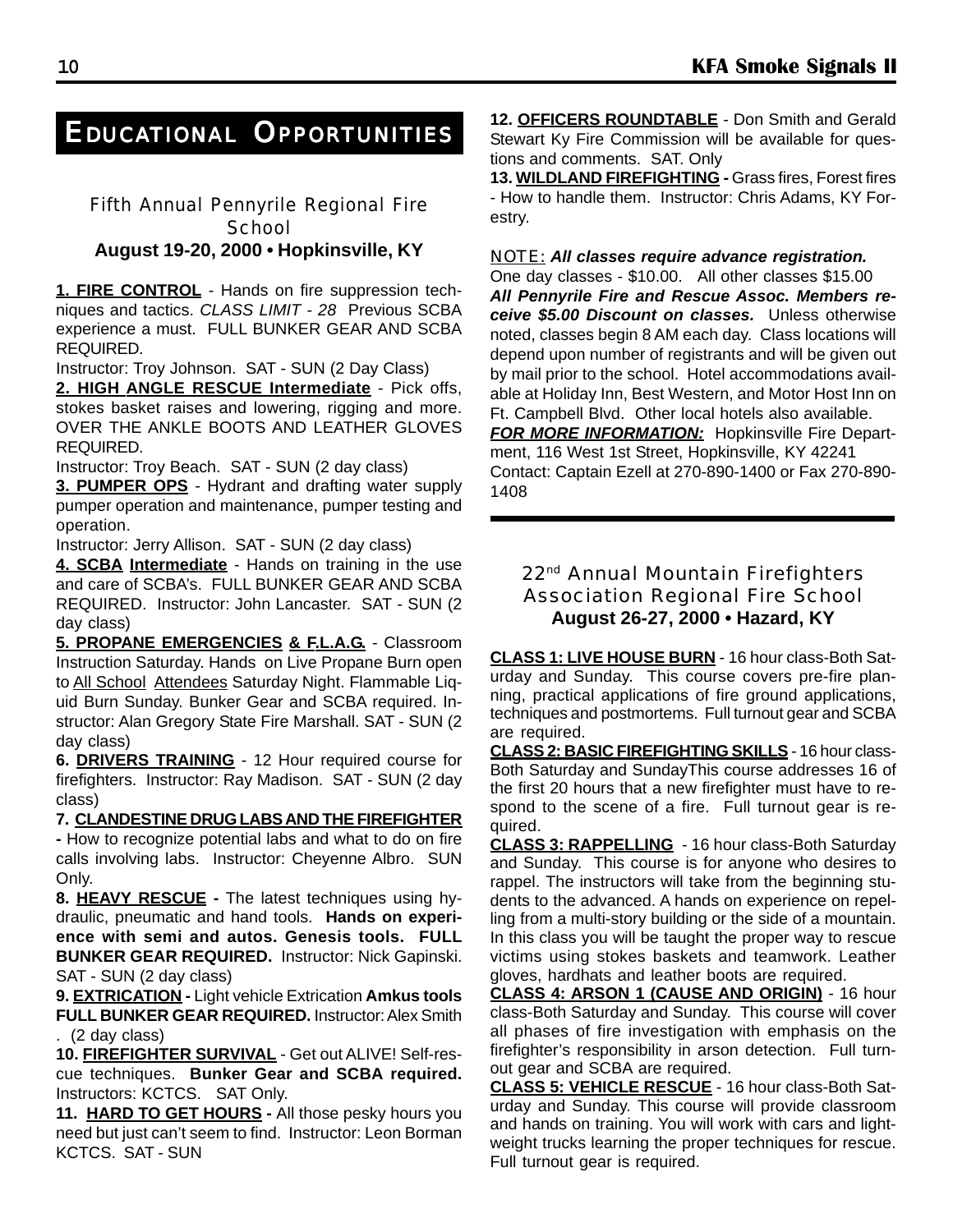# EDUCATIONAL OPPORTUNITIES

## Fifth Annual Pennyrile Regional Fire School

**August 19-20, 2000 • Hopkinsville, KY**

**1. FIRE CONTROL** - Hands on fire suppression techniques and tactics. *CLASS LIMIT - 28* Previous SCBA experience a must. FULL BUNKER GEAR AND SCBA REQUIRED.
Instructor: Troy Johnson. SAT - SUN (2 Day Class)

**2. HIGH ANGLE RESCUE Intermediate** - Pick offs, stokes basket raises and lowering, rigging and more. OVER THE ANKLE BOOTS AND LEATHER GLOVES REQUIRED.
Instructor: Troy Beach. SAT - SUN (2 day class)

**3. PUMPER OPS** - Hydrant and drafting water supply pumper operation and maintenance, pumper testing and operation.
Instructor: Jerry Allison. SAT - SUN (2 day class)

**4. SCBA Intermediate** - Hands on training in the use and care of SCBA's. FULL BUNKER GEAR AND SCBA REQUIRED. Instructor: John Lancaster. SAT - SUN (2 day class)

**5. PROPANE EMERGENCIES & F.L.A.G.** - Classroom Instruction Saturday. Hands on Live Propane Burn open to All School Attendees Saturday Night. Flammable Liquid Burn Sunday. Bunker Gear and SCBA required. Instructor: Alan Gregory State Fire Marshall. SAT - SUN (2 day class)

**6. DRIVERS TRAINING** - 12 Hour required course for firefighters. Instructor: Ray Madison. SAT - SUN (2 day class)

**7. CLANDESTINE DRUG LABS AND THE FIREFIGHTER** - How to recognize potential labs and what to do on fire calls involving labs. Instructor: Cheyenne Albro. SUN Only.

**8. HEAVY RESCUE** - The latest techniques using hydraulic, pneumatic and hand tools. **Hands on experience with semi and autos. Genesis tools. FULL BUNKER GEAR REQUIRED.** Instructor: Nick Gapinski. SAT - SUN (2 day class)

**9. EXTRICATION** - Light vehicle Extrication **Amkus tools FULL BUNKER GEAR REQUIRED.** Instructor: Alex Smith . (2 day class)

**10. FIREFIGHTER SURVIVAL** - Get out ALIVE! Self-rescue techniques. **Bunker Gear and SCBA required.** Instructors: KCTCS. SAT Only.

**11. HARD TO GET HOURS** - All those pesky hours you need but just can't seem to find. Instructor: Leon Borman KCTCS. SAT - SUN

**12. OFFICERS ROUNDTABLE** - Don Smith and Gerald Stewart Ky Fire Commission will be available for questions and comments. SAT. Only

**13. WILDLAND FIREFIGHTING** - Grass fires, Forest fires - How to handle them. Instructor: Chris Adams, KY Forestry.

NOTE: ***All classes require advance registration.***
One day classes - $10.00. All other classes $15.00
***All Pennyrile Fire and Rescue Assoc. Members receive $5.00 Discount on classes.*** Unless otherwise noted, classes begin 8 AM each day. Class locations will depend upon number of registrants and will be given out by mail prior to the school. Hotel accommodations available at Holiday Inn, Best Western, and Motor Host Inn on Ft. Campbell Blvd. Other local hotels also available.
***FOR MORE INFORMATION:*** Hopkinsville Fire Department, 116 West 1st Street, Hopkinsville, KY 42241
Contact: Captain Ezell at 270-890-1400 or Fax 270-890-1408

## 22nd Annual Mountain Firefighters Association Regional Fire School

**August 26-27, 2000 • Hazard, KY**

**CLASS 1: LIVE HOUSE BURN** - 16 hour class-Both Saturday and Sunday. This course covers pre-fire planning, practical applications of fire ground applications, techniques and postmortems. Full turnout gear and SCBA are required.

**CLASS 2: BASIC FIREFIGHTING SKILLS** - 16 hour class-Both Saturday and SundayThis course addresses 16 of the first 20 hours that a new firefighter must have to respond to the scene of a fire. Full turnout gear is required.

**CLASS 3: RAPPELLING** - 16 hour class-Both Saturday and Sunday. This course is for anyone who desires to rappel. The instructors will take from the beginning students to the advanced. A hands on experience on repelling from a multi-story building or the side of a mountain. In this class you will be taught the proper way to rescue victims using stokes baskets and teamwork. Leather gloves, hardhats and leather boots are required.

**CLASS 4: ARSON 1 (CAUSE AND ORIGIN)** - 16 hour class-Both Saturday and Sunday. This course will cover all phases of fire investigation with emphasis on the firefighter's responsibility in arson detection. Full turnout gear and SCBA are required.

**CLASS 5: VEHICLE RESCUE** - 16 hour class-Both Saturday and Sunday. This course will provide classroom and hands on training. You will work with cars and lightweight trucks learning the proper techniques for rescue. Full turnout gear is required.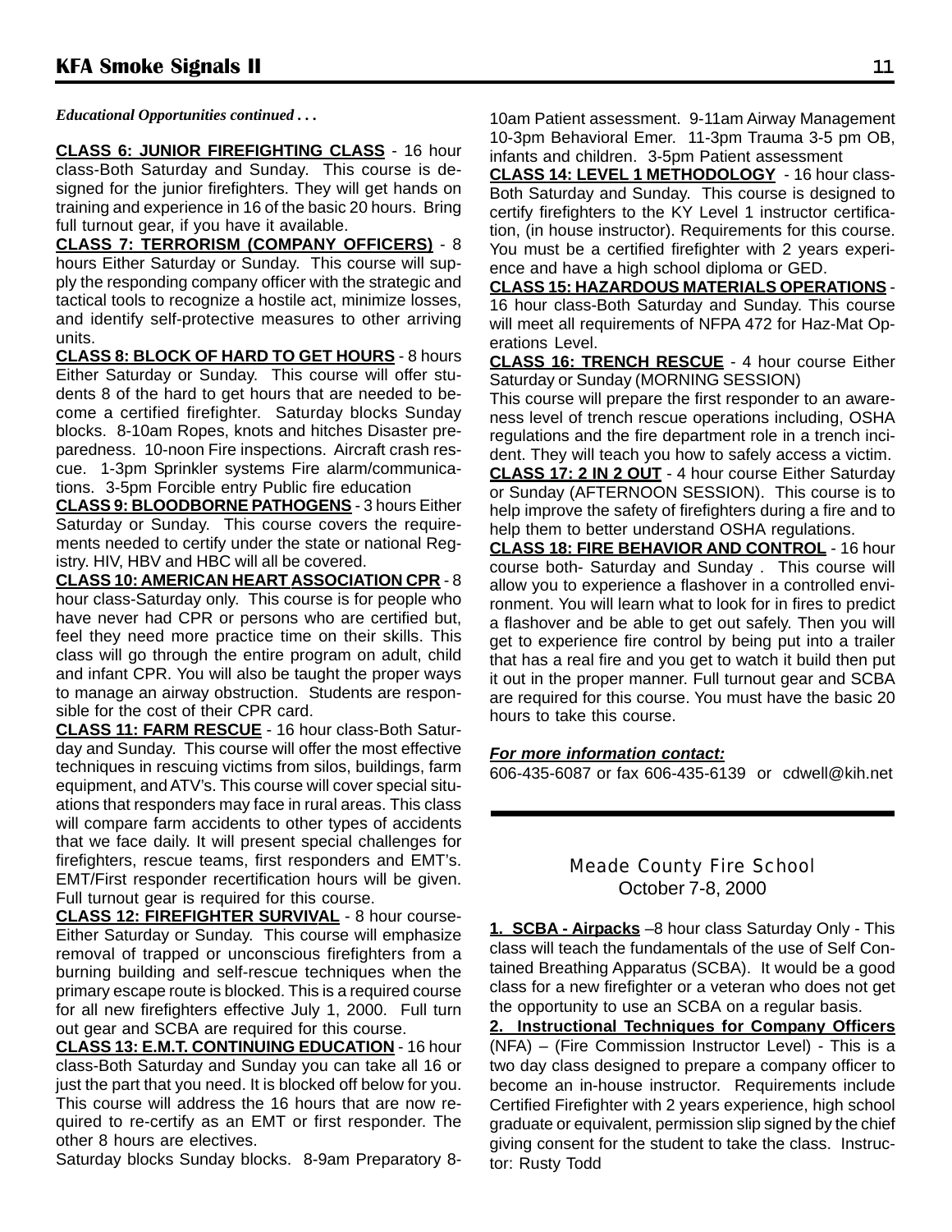*Educational Opportunities continued . . .*

**CLASS 6: JUNIOR FIREFIGHTING CLASS** - 16 hour class-Both Saturday and Sunday. This course is designed for the junior firefighters. They will get hands on training and experience in 16 of the basic 20 hours. Bring full turnout gear, if you have it available.

**CLASS 7: TERRORISM (COMPANY OFFICERS)** - 8 hours Either Saturday or Sunday. This course will supply the responding company officer with the strategic and tactical tools to recognize a hostile act, minimize losses, and identify self-protective measures to other arriving units.

**CLASS 8: BLOCK OF HARD TO GET HOURS** - 8 hours Either Saturday or Sunday. This course will offer students 8 of the hard to get hours that are needed to become a certified firefighter. Saturday blocks Sunday blocks. 8-10am Ropes, knots and hitches Disaster preparedness. 10-noon Fire inspections. Aircraft crash rescue. 1-3pm Sprinkler systems Fire alarm/communications. 3-5pm Forcible entry Public fire education

**CLASS 9: BLOODBORNE PATHOGENS** - 3 hours Either Saturday or Sunday. This course covers the requirements needed to certify under the state or national Registry. HIV, HBV and HBC will all be covered.

**CLASS 10: AMERICAN HEART ASSOCIATION CPR** - 8 hour class-Saturday only. This course is for people who have never had CPR or persons who are certified but, feel they need more practice time on their skills. This class will go through the entire program on adult, child and infant CPR. You will also be taught the proper ways to manage an airway obstruction. Students are responsible for the cost of their CPR card.

**CLASS 11: FARM RESCUE** - 16 hour class-Both Saturday and Sunday. This course will offer the most effective techniques in rescuing victims from silos, buildings, farm equipment, and ATV's. This course will cover special situations that responders may face in rural areas. This class will compare farm accidents to other types of accidents that we face daily. It will present special challenges for firefighters, rescue teams, first responders and EMT's. EMT/First responder recertification hours will be given. Full turnout gear is required for this course.

**CLASS 12: FIREFIGHTER SURVIVAL** - 8 hour course-Either Saturday or Sunday. This course will emphasize removal of trapped or unconscious firefighters from a burning building and self-rescue techniques when the primary escape route is blocked. This is a required course for all new firefighters effective July 1, 2000. Full turn out gear and SCBA are required for this course.

**CLASS 13: E.M.T. CONTINUING EDUCATION** - 16 hour class-Both Saturday and Sunday you can take all 16 or just the part that you need. It is blocked off below for you. This course will address the 16 hours that are now required to re-certify as an EMT or first responder. The other 8 hours are electives.

Saturday blocks Sunday blocks. 8-9am Preparatory 8-10am Patient assessment. 9-11am Airway Management 10-3pm Behavioral Emer. 11-3pm Trauma 3-5 pm OB, infants and children. 3-5pm Patient assessment

**CLASS 14: LEVEL 1 METHODOLOGY** - 16 hour class-Both Saturday and Sunday. This course is designed to certify firefighters to the KY Level 1 instructor certification, (in house instructor). Requirements for this course. You must be a certified firefighter with 2 years experience and have a high school diploma or GED.

**CLASS 15: HAZARDOUS MATERIALS OPERATIONS** - 16 hour class-Both Saturday and Sunday. This course will meet all requirements of NFPA 472 for Haz-Mat Operations Level.

**CLASS 16: TRENCH RESCUE** - 4 hour course Either Saturday or Sunday (MORNING SESSION)

This course will prepare the first responder to an awareness level of trench rescue operations including, OSHA regulations and the fire department role in a trench incident. They will teach you how to safely access a victim.

**CLASS 17: 2 IN 2 OUT** - 4 hour course Either Saturday or Sunday (AFTERNOON SESSION). This course is to help improve the safety of firefighters during a fire and to help them to better understand OSHA regulations.

**CLASS 18: FIRE BEHAVIOR AND CONTROL** - 16 hour course both- Saturday and Sunday . This course will allow you to experience a flashover in a controlled environment. You will learn what to look for in fires to predict a flashover and be able to get out safely. Then you will get to experience fire control by being put into a trailer that has a real fire and you get to watch it build then put it out in the proper manner. Full turnout gear and SCBA are required for this course. You must have the basic 20 hours to take this course.

***For more information contact:***

606-435-6087 or fax 606-435-6139 or cdwell@kih.net

---

## Meade County Fire School
October 7-8, 2000

**1. SCBA - Airpacks** –8 hour class Saturday Only - This class will teach the fundamentals of the use of Self Contained Breathing Apparatus (SCBA). It would be a good class for a new firefighter or a veteran who does not get the opportunity to use an SCBA on a regular basis.

**2. Instructional Techniques for Company Officers** (NFA) – (Fire Commission Instructor Level) - This is a two day class designed to prepare a company officer to become an in-house instructor. Requirements include Certified Firefighter with 2 years experience, high school graduate or equivalent, permission slip signed by the chief giving consent for the student to take the class. Instructor: Rusty Todd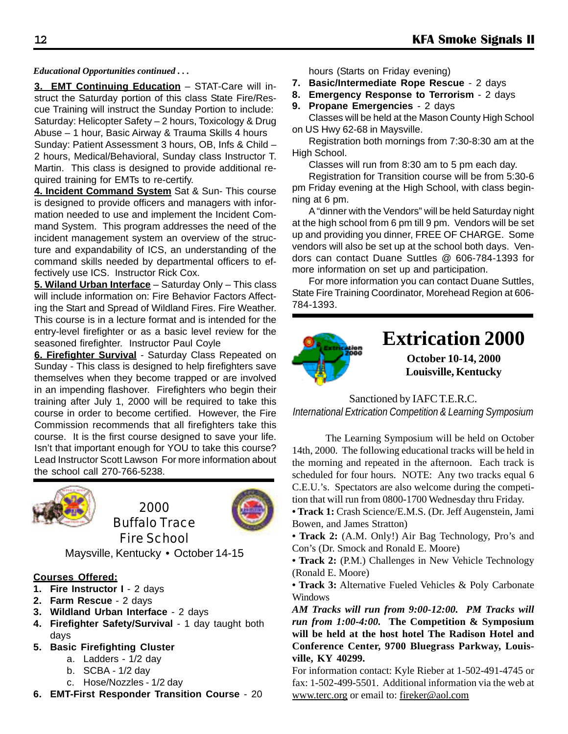*Educational Opportunities continued . . .*

**3. EMT Continuing Education** – STAT-Care will instruct the Saturday portion of this class State Fire/Rescue Training will instruct the Sunday Portion to include: Saturday: Helicopter Safety – 2 hours, Toxicology & Drug Abuse – 1 hour, Basic Airway & Trauma Skills 4 hours Sunday: Patient Assessment 3 hours, OB, Infs & Child – 2 hours, Medical/Behavioral, Sunday class Instructor T. Martin. This class is designed to provide additional required training for EMTs to re-certify.

**4. Incident Command System** Sat & Sun- This course is designed to provide officers and managers with information needed to use and implement the Incident Command System. This program addresses the need of the incident management system an overview of the structure and expandability of ICS, an understanding of the command skills needed by departmental officers to effectively use ICS. Instructor Rick Cox.

**5. Wiland Urban Interface** – Saturday Only – This class will include information on: Fire Behavior Factors Affecting the Start and Spread of Wildland Fires. Fire Weather. This course is in a lecture format and is intended for the entry-level firefighter or as a basic level review for the seasoned firefighter. Instructor Paul Coyle

**6. Firefighter Survival** - Saturday Class Repeated on Sunday - This class is designed to help firefighters save themselves when they become trapped or are involved in an impending flashover. Firefighters who begin their training after July 1, 2000 will be required to take this course in order to become certified. However, the Fire Commission recommends that all firefighters take this course. It is the first course designed to save your life. Isn't that important enough for YOU to take this course? Lead Instructor Scott Lawson For more information about the school call 270-766-5238.

## 2000 Buffalo Trace Fire School

Maysville, Kentucky • October 14-15

**Courses Offered:**

1. **Fire Instructor I** - 2 days
2. **Farm Rescue** - 2 days
3. **Wildland Urban Interface** - 2 days
4. **Firefighter Safety/Survival** - 1 day taught both days
5. **Basic Firefighting Cluster**
   a. Ladders - 1/2 day
   b. SCBA - 1/2 day
   c. Hose/Nozzles - 1/2 day
6. **EMT-First Responder Transition Course** - 20 hours (Starts on Friday evening)
7. **Basic/Intermediate Rope Rescue** - 2 days
8. **Emergency Response to Terrorism** - 2 days
9. **Propane Emergencies** - 2 days

Classes will be held at the Mason County High School on US Hwy 62-68 in Maysville.

Registration both mornings from 7:30-8:30 am at the High School.

Classes will run from 8:30 am to 5 pm each day.

Registration for Transition course will be from 5:30-6 pm Friday evening at the High School, with class beginning at 6 pm.

A "dinner with the Vendors" will be held Saturday night at the high school from 6 pm till 9 pm. Vendors will be set up and providing you dinner, FREE OF CHARGE. Some vendors will also be set up at the school both days. Vendors can contact Duane Suttles @ 606-784-1393 for more information on set up and participation.

For more information you can contact Duane Suttles, State Fire Training Coordinator, Morehead Region at 606-784-1393.

# Extrication 2000

**October 10-14, 2000**
**Louisville, Kentucky**

Sanctioned by IAFC T.E.R.C.

*International Extrication Competition & Learning Symposium*

The Learning Symposium will be held on October 14th, 2000. The following educational tracks will be held in the morning and repeated in the afternoon. Each track is scheduled for four hours. NOTE: Any two tracks equal 6 C.E.U.'s. Spectators are also welcome during the competition that will run from 0800-1700 Wednesday thru Friday.

- **Track 1:** Crash Science/E.M.S. (Dr. Jeff Augenstein, Jami Bowen, and James Stratton)
- **Track 2:** (A.M. Only!) Air Bag Technology, Pro's and Con's (Dr. Smock and Ronald E. Moore)
- **Track 2:** (P.M.) Challenges in New Vehicle Technology (Ronald E. Moore)
- **Track 3:** Alternative Fueled Vehicles & Poly Carbonate Windows

***AM Tracks will run from 9:00-12:00. PM Tracks will run from 1:00-4:00.*** **The Competition & Symposium will be held at the host hotel The Radison Hotel and Conference Center, 9700 Bluegrass Parkway, Louisville, KY 40299.**

For information contact: Kyle Rieber at 1-502-491-4745 or fax: 1-502-499-5501. Additional information via the web at www.terc.org or email to: fireker@aol.com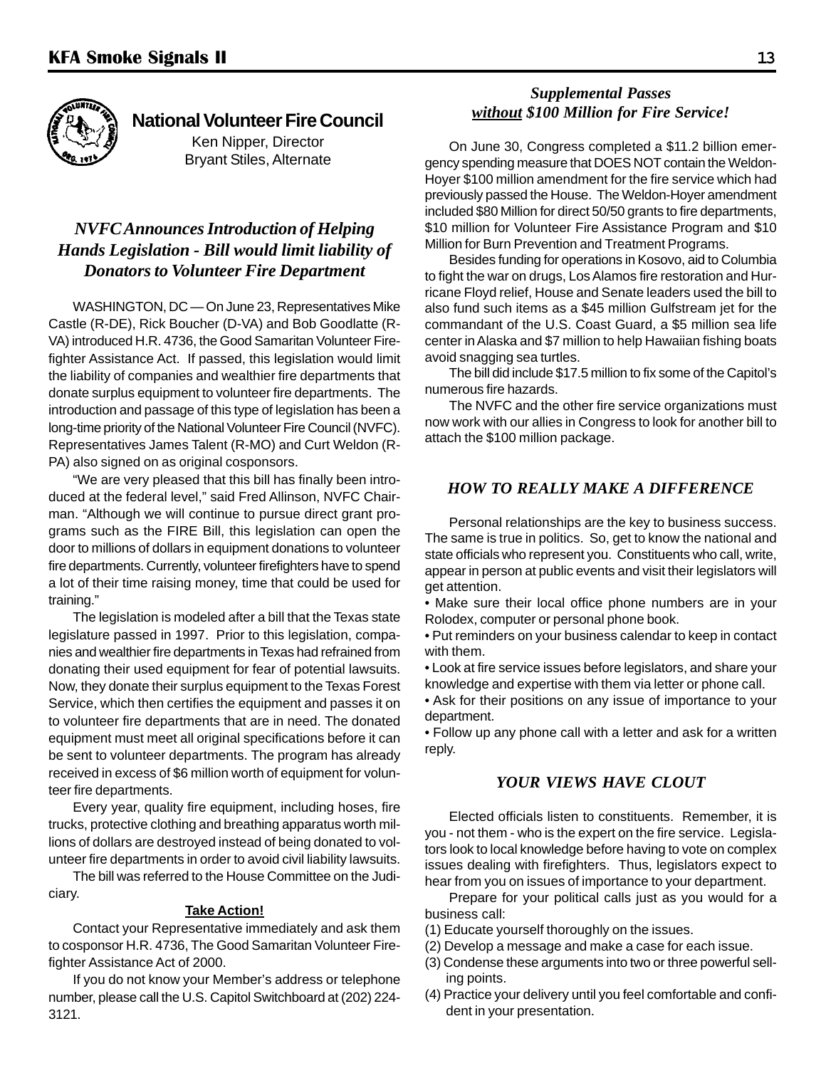## National Volunteer Fire Council

Ken Nipper, Director
Bryant Stiles, Alternate

### *NVFC Announces Introduction of Helping Hands Legislation - Bill would limit liability of Donators to Volunteer Fire Department*

WASHINGTON, DC — On June 23, Representatives Mike Castle (R-DE), Rick Boucher (D-VA) and Bob Goodlatte (R-VA) introduced H.R. 4736, the Good Samaritan Volunteer Firefighter Assistance Act. If passed, this legislation would limit the liability of companies and wealthier fire departments that donate surplus equipment to volunteer fire departments. The introduction and passage of this type of legislation has been a long-time priority of the National Volunteer Fire Council (NVFC). Representatives James Talent (R-MO) and Curt Weldon (R-PA) also signed on as original cosponsors.

"We are very pleased that this bill has finally been introduced at the federal level," said Fred Allinson, NVFC Chairman. "Although we will continue to pursue direct grant programs such as the FIRE Bill, this legislation can open the door to millions of dollars in equipment donations to volunteer fire departments. Currently, volunteer firefighters have to spend a lot of their time raising money, time that could be used for training."

The legislation is modeled after a bill that the Texas state legislature passed in 1997. Prior to this legislation, companies and wealthier fire departments in Texas had refrained from donating their used equipment for fear of potential lawsuits. Now, they donate their surplus equipment to the Texas Forest Service, which then certifies the equipment and passes it on to volunteer fire departments that are in need. The donated equipment must meet all original specifications before it can be sent to volunteer departments. The program has already received in excess of $6 million worth of equipment for volunteer fire departments.

Every year, quality fire equipment, including hoses, fire trucks, protective clothing and breathing apparatus worth millions of dollars are destroyed instead of being donated to volunteer fire departments in order to avoid civil liability lawsuits.

The bill was referred to the House Committee on the Judiciary.

**Take Action!**

Contact your Representative immediately and ask them to cosponsor H.R. 4736, The Good Samaritan Volunteer Firefighter Assistance Act of 2000.

If you do not know your Member's address or telephone number, please call the U.S. Capitol Switchboard at (202) 224-3121.

### *Supplemental Passes* *without $100 Million for Fire Service!*

On June 30, Congress completed a $11.2 billion emergency spending measure that DOES NOT contain the Weldon-Hoyer $100 million amendment for the fire service which had previously passed the House. The Weldon-Hoyer amendment included $80 Million for direct 50/50 grants to fire departments, $10 million for Volunteer Fire Assistance Program and $10 Million for Burn Prevention and Treatment Programs.

Besides funding for operations in Kosovo, aid to Columbia to fight the war on drugs, Los Alamos fire restoration and Hurricane Floyd relief, House and Senate leaders used the bill to also fund such items as a $45 million Gulfstream jet for the commandant of the U.S. Coast Guard, a $5 million sea life center in Alaska and $7 million to help Hawaiian fishing boats avoid snagging sea turtles.

The bill did include $17.5 million to fix some of the Capitol's numerous fire hazards.

The NVFC and the other fire service organizations must now work with our allies in Congress to look for another bill to attach the $100 million package.

### *HOW TO REALLY MAKE A DIFFERENCE*

Personal relationships are the key to business success. The same is true in politics. So, get to know the national and state officials who represent you. Constituents who call, write, appear in person at public events and visit their legislators will get attention.

- Make sure their local office phone numbers are in your Rolodex, computer or personal phone book.
- Put reminders on your business calendar to keep in contact with them.
- Look at fire service issues before legislators, and share your knowledge and expertise with them via letter or phone call.
- Ask for their positions on any issue of importance to your department.
- Follow up any phone call with a letter and ask for a written reply.

### *YOUR VIEWS HAVE CLOUT*

Elected officials listen to constituents. Remember, it is you - not them - who is the expert on the fire service. Legislators look to local knowledge before having to vote on complex issues dealing with firefighters. Thus, legislators expect to hear from you on issues of importance to your department.

Prepare for your political calls just as you would for a business call:

(1) Educate yourself thoroughly on the issues.
(2) Develop a message and make a case for each issue.
(3) Condense these arguments into two or three powerful selling points.
(4) Practice your delivery until you feel comfortable and confident in your presentation.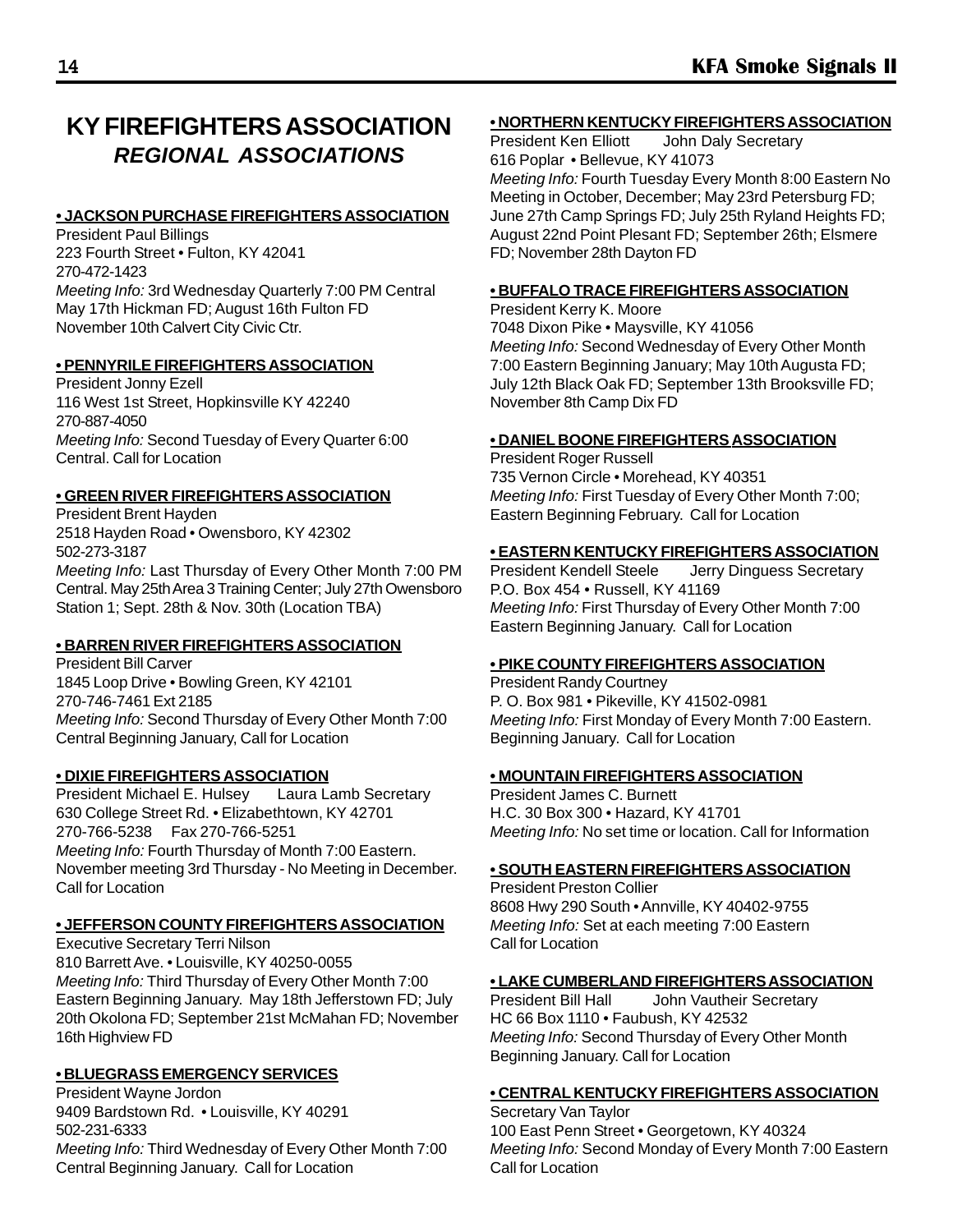# KY FIREFIGHTERS ASSOCIATION
## *REGIONAL ASSOCIATIONS*

**• JACKSON PURCHASE FIREFIGHTERS ASSOCIATION**

President Paul Billings
223 Fourth Street • Fulton, KY 42041
270-472-1423
*Meeting Info:* 3rd Wednesday Quarterly 7:00 PM Central May 17th Hickman FD; August 16th Fulton FD November 10th Calvert City Civic Ctr.

**• PENNYRILE FIREFIGHTERS ASSOCIATION**

President Jonny Ezell
116 West 1st Street, Hopkinsville KY 42240
270-887-4050
*Meeting Info:* Second Tuesday of Every Quarter 6:00 Central. Call for Location

**• GREEN RIVER FIREFIGHTERS ASSOCIATION**

President Brent Hayden
2518 Hayden Road • Owensboro, KY 42302
502-273-3187
*Meeting Info:* Last Thursday of Every Other Month 7:00 PM Central. May 25th Area 3 Training Center; July 27th Owensboro Station 1; Sept. 28th & Nov. 30th (Location TBA)

**• BARREN RIVER FIREFIGHTERS ASSOCIATION**

President Bill Carver
1845 Loop Drive • Bowling Green, KY 42101
270-746-7461 Ext 2185
*Meeting Info:* Second Thursday of Every Other Month 7:00 Central Beginning January, Call for Location

**• DIXIE FIREFIGHTERS ASSOCIATION**

President Michael E. Hulsey Laura Lamb Secretary
630 College Street Rd. • Elizabethtown, KY 42701
270-766-5238 Fax 270-766-5251
*Meeting Info:* Fourth Thursday of Month 7:00 Eastern. November meeting 3rd Thursday - No Meeting in December. Call for Location

**• JEFFERSON COUNTY FIREFIGHTERS ASSOCIATION**

Executive Secretary Terri Nilson
810 Barrett Ave. • Louisville, KY 40250-0055
*Meeting Info:* Third Thursday of Every Other Month 7:00 Eastern Beginning January. May 18th Jefferstown FD; July 20th Okolona FD; September 21st McMahan FD; November 16th Highview FD

**• BLUEGRASS EMERGENCY SERVICES**

President Wayne Jordon
9409 Bardstown Rd. • Louisville, KY 40291
502-231-6333
*Meeting Info:* Third Wednesday of Every Other Month 7:00 Central Beginning January. Call for Location

**• NORTHERN KENTUCKY FIREFIGHTERS ASSOCIATION**

President Ken Elliott John Daly Secretary
616 Poplar • Bellevue, KY 41073
*Meeting Info:* Fourth Tuesday Every Month 8:00 Eastern No Meeting in October, December; May 23rd Petersburg FD; June 27th Camp Springs FD; July 25th Ryland Heights FD; August 22nd Point Plesant FD; September 26th; Elsmere FD; November 28th Dayton FD

**• BUFFALO TRACE FIREFIGHTERS ASSOCIATION**

President Kerry K. Moore
7048 Dixon Pike • Maysville, KY 41056
*Meeting Info:* Second Wednesday of Every Other Month 7:00 Eastern Beginning January; May 10th Augusta FD; July 12th Black Oak FD; September 13th Brooksville FD; November 8th Camp Dix FD

**• DANIEL BOONE FIREFIGHTERS ASSOCIATION**

President Roger Russell
735 Vernon Circle • Morehead, KY 40351
*Meeting Info:* First Tuesday of Every Other Month 7:00; Eastern Beginning February. Call for Location

**• EASTERN KENTUCKY FIREFIGHTERS ASSOCIATION**

President Kendell Steele Jerry Dinguess Secretary
P.O. Box 454 • Russell, KY 41169
*Meeting Info:* First Thursday of Every Other Month 7:00 Eastern Beginning January. Call for Location

**• PIKE COUNTY FIREFIGHTERS ASSOCIATION**

President Randy Courtney
P. O. Box 981 • Pikeville, KY 41502-0981
*Meeting Info:* First Monday of Every Month 7:00 Eastern. Beginning January. Call for Location

**• MOUNTAIN FIREFIGHTERS ASSOCIATION**

President James C. Burnett
H.C. 30 Box 300 • Hazard, KY 41701
*Meeting Info:* No set time or location. Call for Information

**• SOUTH EASTERN FIREFIGHTERS ASSOCIATION**

President Preston Collier
8608 Hwy 290 South • Annville, KY 40402-9755
*Meeting Info:* Set at each meeting 7:00 Eastern Call for Location

**• LAKE CUMBERLAND FIREFIGHTERS ASSOCIATION**

President Bill Hall John Vautheir Secretary
HC 66 Box 1110 • Faubush, KY 42532
*Meeting Info:* Second Thursday of Every Other Month Beginning January. Call for Location

**• CENTRAL KENTUCKY FIREFIGHTERS ASSOCIATION**

Secretary Van Taylor
100 East Penn Street • Georgetown, KY 40324
*Meeting Info:* Second Monday of Every Month 7:00 Eastern Call for Location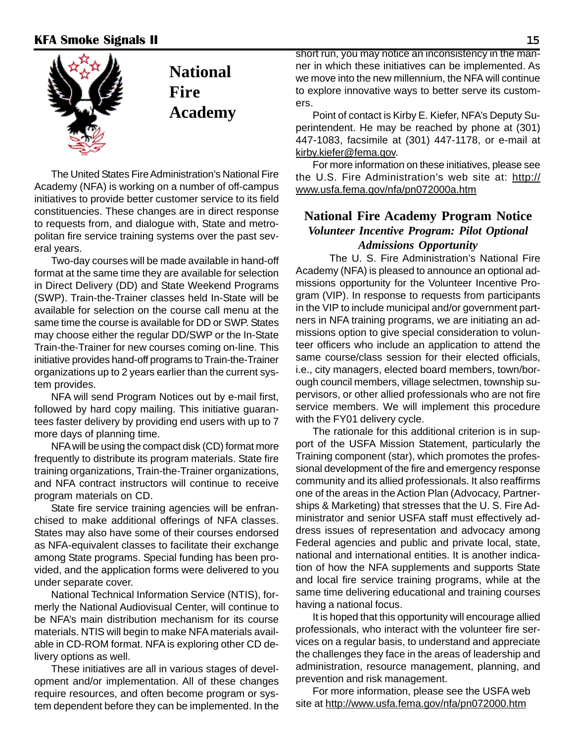# National Fire Academy

The United States Fire Administration's National Fire Academy (NFA) is working on a number of off-campus initiatives to provide better customer service to its field constituencies. These changes are in direct response to requests from, and dialogue with, State and metropolitan fire service training systems over the past several years.

Two-day courses will be made available in hand-off format at the same time they are available for selection in Direct Delivery (DD) and State Weekend Programs (SWP). Train-the-Trainer classes held In-State will be available for selection on the course call menu at the same time the course is available for DD or SWP. States may choose either the regular DD/SWP or the In-State Train-the-Trainer for new courses coming on-line. This initiative provides hand-off programs to Train-the-Trainer organizations up to 2 years earlier than the current system provides.

NFA will send Program Notices out by e-mail first, followed by hard copy mailing. This initiative guarantees faster delivery by providing end users with up to 7 more days of planning time.

NFA will be using the compact disk (CD) format more frequently to distribute its program materials. State fire training organizations, Train-the-Trainer organizations, and NFA contract instructors will continue to receive program materials on CD.

State fire service training agencies will be enfranchised to make additional offerings of NFA classes. States may also have some of their courses endorsed as NFA-equivalent classes to facilitate their exchange among State programs. Special funding has been provided, and the application forms were delivered to you under separate cover.

National Technical Information Service (NTIS), formerly the National Audiovisual Center, will continue to be NFA's main distribution mechanism for its course materials. NTIS will begin to make NFA materials available in CD-ROM format. NFA is exploring other CD delivery options as well.

These initiatives are all in various stages of development and/or implementation. All of these changes require resources, and often become program or system dependent before they can be implemented. In the short run, you may notice an inconsistency in the manner in which these initiatives can be implemented. As we move into the new millennium, the NFA will continue to explore innovative ways to better serve its customers.

Point of contact is Kirby E. Kiefer, NFA's Deputy Superintendent. He may be reached by phone at (301) 447-1083, facsimile at (301) 447-1178, or e-mail at kirby.kiefer@fema.gov.

For more information on these initiatives, please see the U.S. Fire Administration's web site at: http://www.usfa.fema.gov/nfa/pn072000a.htm

## National Fire Academy Program Notice

### *Volunteer Incentive Program: Pilot Optional Admissions Opportunity*

The U. S. Fire Administration's National Fire Academy (NFA) is pleased to announce an optional admissions opportunity for the Volunteer Incentive Program (VIP). In response to requests from participants in the VIP to include municipal and/or government partners in NFA training programs, we are initiating an admissions option to give special consideration to volunteer officers who include an application to attend the same course/class session for their elected officials, i.e., city managers, elected board members, town/borough council members, village selectmen, township supervisors, or other allied professionals who are not fire service members. We will implement this procedure with the FY01 delivery cycle.

The rationale for this additional criterion is in support of the USFA Mission Statement, particularly the Training component (star), which promotes the professional development of the fire and emergency response community and its allied professionals. It also reaffirms one of the areas in the Action Plan (Advocacy, Partnerships & Marketing) that stresses that the U. S. Fire Administrator and senior USFA staff must effectively address issues of representation and advocacy among Federal agencies and public and private local, state, national and international entities. It is another indication of how the NFA supplements and supports State and local fire service training programs, while at the same time delivering educational and training courses having a national focus.

It is hoped that this opportunity will encourage allied professionals, who interact with the volunteer fire services on a regular basis, to understand and appreciate the challenges they face in the areas of leadership and administration, resource management, planning, and prevention and risk management.

For more information, please see the USFA web site at http://www.usfa.fema.gov/nfa/pn072000.htm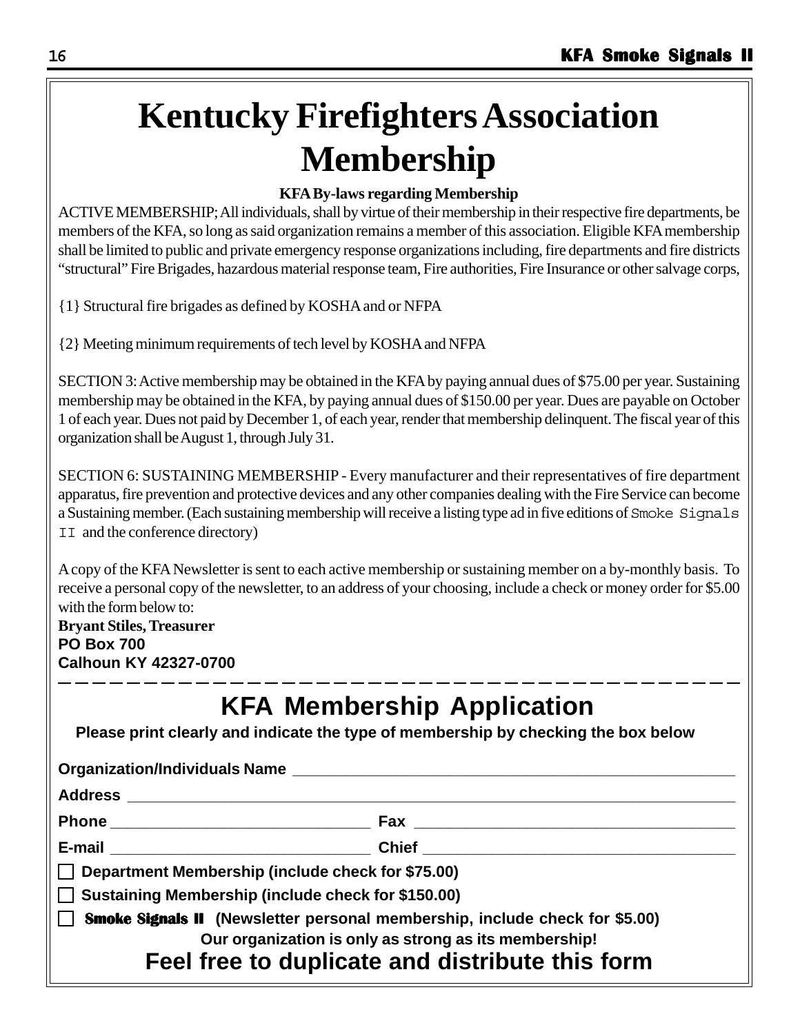# Kentucky Firefighters Association Membership

**KFA By-laws regarding Membership**

ACTIVE MEMBERSHIP; All individuals, shall by virtue of their membership in their respective fire departments, be members of the KFA, so long as said organization remains a member of this association. Eligible KFA membership shall be limited to public and private emergency response organizations including, fire departments and fire districts "structural" Fire Brigades, hazardous material response team, Fire authorities, Fire Insurance or other salvage corps,

{1} Structural fire brigades as defined by KOSHA and or NFPA

{2} Meeting minimum requirements of tech level by KOSHA and NFPA

SECTION 3: Active membership may be obtained in the KFA by paying annual dues of $75.00 per year. Sustaining membership may be obtained in the KFA, by paying annual dues of $150.00 per year. Dues are payable on October 1 of each year. Dues not paid by December 1, of each year, render that membership delinquent. The fiscal year of this organization shall be August 1, through July 31.

SECTION 6: SUSTAINING MEMBERSHIP - Every manufacturer and their representatives of fire department apparatus, fire prevention and protective devices and any other companies dealing with the Fire Service can become a Sustaining member. (Each sustaining membership will receive a listing type ad in five editions of Smoke Signals II and the conference directory)

A copy of the KFA Newsletter is sent to each active membership or sustaining member on a by-monthly basis. To receive a personal copy of the newsletter, to an address of your choosing, include a check or money order for $5.00 with the form below to:

**Bryant Stiles, Treasurer**
**PO Box 700**
**Calhoun KY 42327-0700**

---

## KFA Membership Application

**Please print clearly and indicate the type of membership by checking the box below**

**Organization/Individuals Name** ____________________________________________

**Address** ____________________________________________

**Phone** ______________________________ **Fax** ______________________________

**E-mail** ______________________________ **Chief** ______________________________

☐ **Department Membership (include check for $75.00)**

☐ **Sustaining Membership (include check for $150.00)**

☐ **Smoke Signals II (Newsletter personal membership, include check for $5.00)**

**Our organization is only as strong as its membership!**

**Feel free to duplicate and distribute this form**